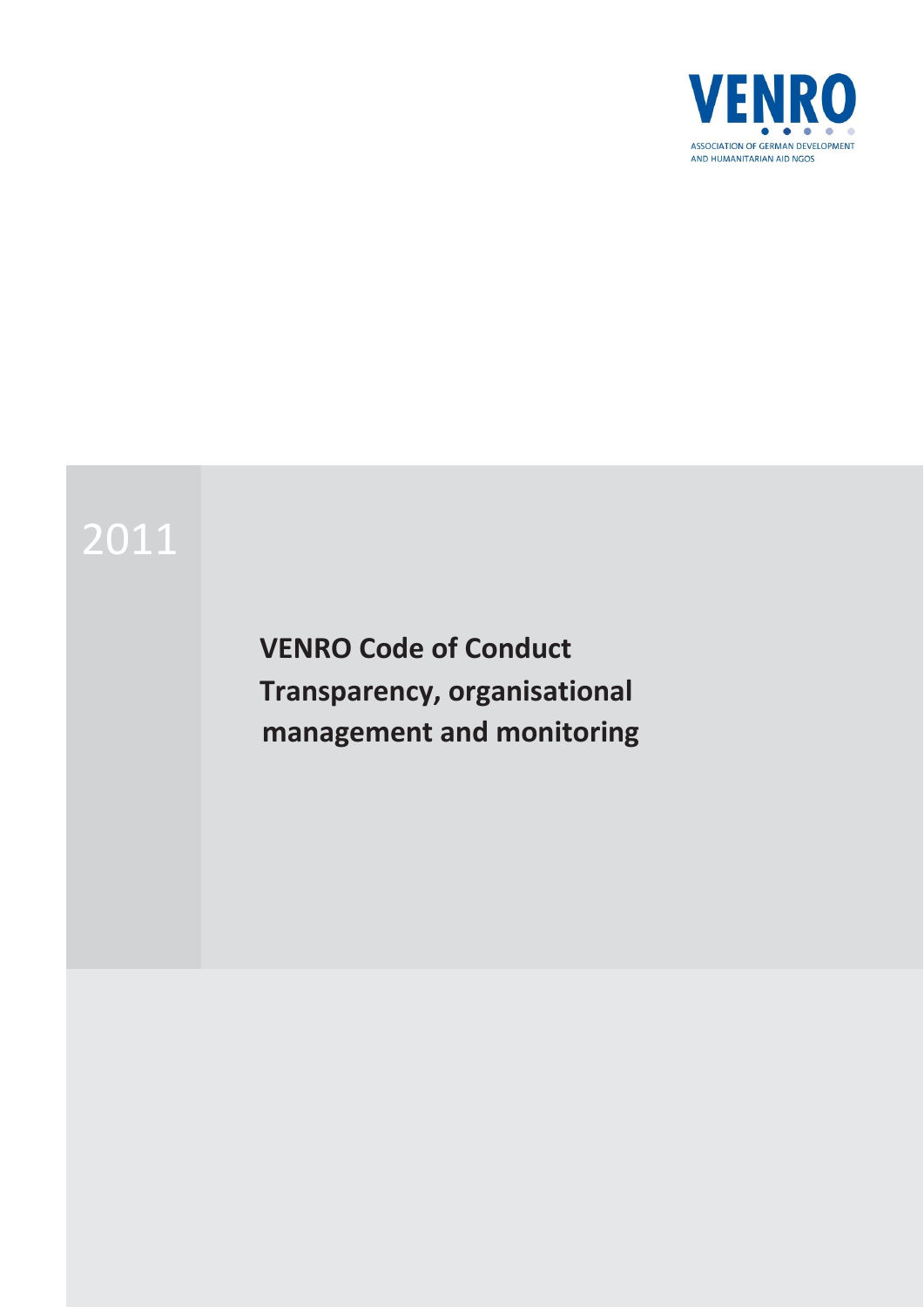VENRO

ASSOCIATION OF GERMAN DEVELOPMENT AND HUMANITARIAN AID NGOS

2011

# VENRO Code of Conduct Transparency, organisational management and monitoring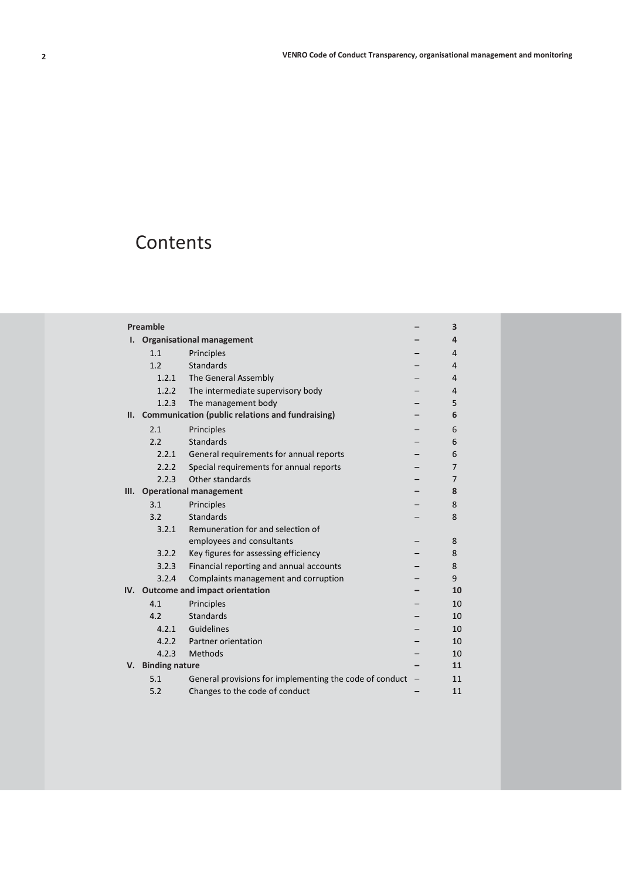# Contents

| | | | |
|---|---|---|---|
| **Preamble** | | – | **3** |
| **I.** | **Organisational management** | – | **4** |
| 1.1 | Principles | – | 4 |
| 1.2 | Standards | – | 4 |
| 1.2.1 | The General Assembly | – | 4 |
| 1.2.2 | The intermediate supervisory body | – | 4 |
| 1.2.3 | The management body | – | 5 |
| **II.** | **Communication (public relations and fundraising)** | – | **6** |
| 2.1 | Principles | – | 6 |
| 2.2 | Standards | – | 6 |
| 2.2.1 | General requirements for annual reports | – | 6 |
| 2.2.2 | Special requirements for annual reports | – | 7 |
| 2.2.3 | Other standards | – | 7 |
| **III.** | **Operational management** | – | **8** |
| 3.1 | Principles | – | 8 |
| 3.2 | Standards | – | 8 |
| 3.2.1 | Remuneration for and selection of employees and consultants | – | 8 |
| 3.2.2 | Key figures for assessing efficiency | – | 8 |
| 3.2.3 | Financial reporting and annual accounts | – | 8 |
| 3.2.4 | Complaints management and corruption | – | 9 |
| **IV.** | **Outcome and impact orientation** | – | **10** |
| 4.1 | Principles | – | 10 |
| 4.2 | Standards | – | 10 |
| 4.2.1 | Guidelines | – | 10 |
| 4.2.2 | Partner orientation | – | 10 |
| 4.2.3 | Methods | – | 10 |
| **V.** | **Binding nature** | – | **11** |
| 5.1 | General provisions for implementing the code of conduct | – | 11 |
| 5.2 | Changes to the code of conduct | – | 11 |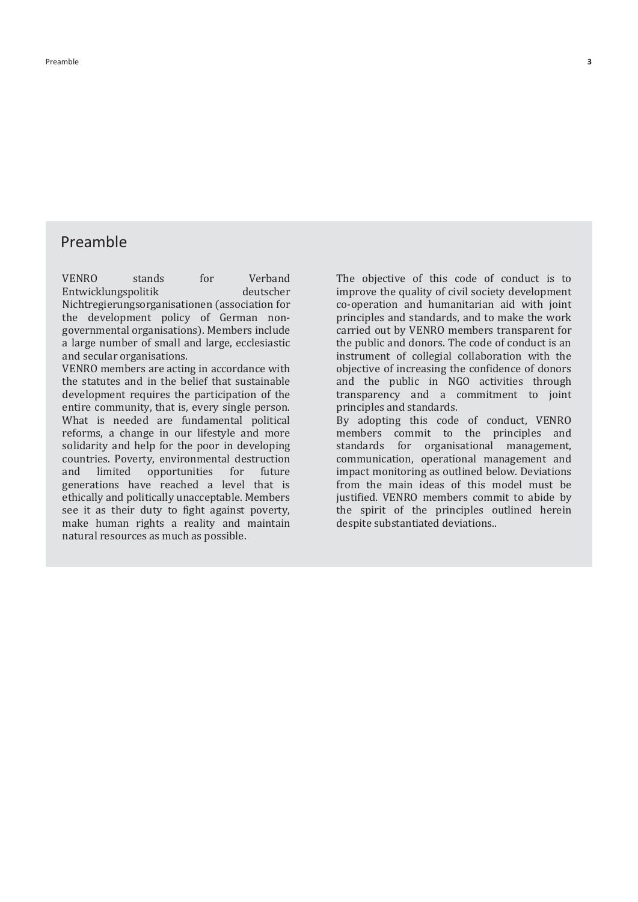## Preamble

VENRO stands for Verband Entwicklungspolitik deutscher Nichtregierungsorganisationen (association for the development policy of German non-governmental organisations). Members include a large number of small and large, ecclesiastic and secular organisations.

VENRO members are acting in accordance with the statutes and in the belief that sustainable development requires the participation of the entire community, that is, every single person. What is needed are fundamental political reforms, a change in our lifestyle and more solidarity and help for the poor in developing countries. Poverty, environmental destruction and limited opportunities for future generations have reached a level that is ethically and politically unacceptable. Members see it as their duty to fight against poverty, make human rights a reality and maintain natural resources as much as possible.

The objective of this code of conduct is to improve the quality of civil society development co-operation and humanitarian aid with joint principles and standards, and to make the work carried out by VENRO members transparent for the public and donors. The code of conduct is an instrument of collegial collaboration with the objective of increasing the confidence of donors and the public in NGO activities through transparency and a commitment to joint principles and standards.

By adopting this code of conduct, VENRO members commit to the principles and standards for organisational management, communication, operational management and impact monitoring as outlined below. Deviations from the main ideas of this model must be justified. VENRO members commit to abide by the spirit of the principles outlined herein despite substantiated deviations..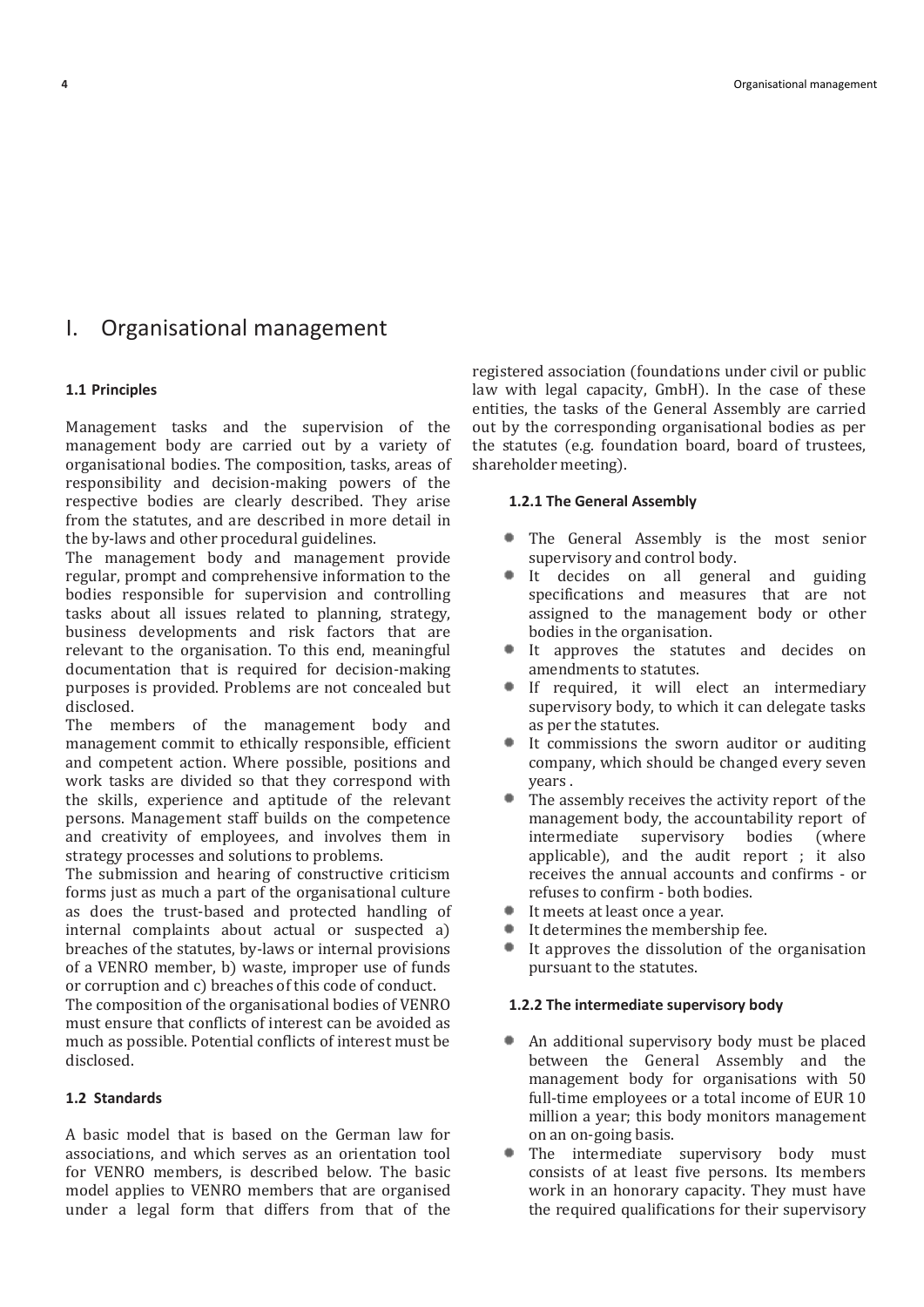# I. Organisational management

### 1.1 Principles

Management tasks and the supervision of the management body are carried out by a variety of organisational bodies. The composition, tasks, areas of responsibility and decision-making powers of the respective bodies are clearly described. They arise from the statutes, and are described in more detail in the by-laws and other procedural guidelines.

The management body and management provide regular, prompt and comprehensive information to the bodies responsible for supervision and controlling tasks about all issues related to planning, strategy, business developments and risk factors that are relevant to the organisation. To this end, meaningful documentation that is required for decision-making purposes is provided. Problems are not concealed but disclosed.

The members of the management body and management commit to ethically responsible, efficient and competent action. Where possible, positions and work tasks are divided so that they correspond with the skills, experience and aptitude of the relevant persons. Management staff builds on the competence and creativity of employees, and involves them in strategy processes and solutions to problems.

The submission and hearing of constructive criticism forms just as much a part of the organisational culture as does the trust-based and protected handling of internal complaints about actual or suspected a) breaches of the statutes, by-laws or internal provisions of a VENRO member, b) waste, improper use of funds or corruption and c) breaches of this code of conduct.

The composition of the organisational bodies of VENRO must ensure that conflicts of interest can be avoided as much as possible. Potential conflicts of interest must be disclosed.

### 1.2 Standards

A basic model that is based on the German law for associations, and which serves as an orientation tool for VENRO members, is described below. The basic model applies to VENRO members that are organised under a legal form that differs from that of the registered association (foundations under civil or public law with legal capacity, GmbH). In the case of these entities, the tasks of the General Assembly are carried out by the corresponding organisational bodies as per the statutes (e.g. foundation board, board of trustees, shareholder meeting).

#### 1.2.1 The General Assembly

- The General Assembly is the most senior supervisory and control body.
- It decides on all general and guiding specifications and measures that are not assigned to the management body or other bodies in the organisation.
- It approves the statutes and decides on amendments to statutes.
- If required, it will elect an intermediary supervisory body, to which it can delegate tasks as per the statutes.
- It commissions the sworn auditor or auditing company, which should be changed every seven years .
- The assembly receives the activity report of the management body, the accountability report of intermediate supervisory bodies (where applicable), and the audit report ; it also receives the annual accounts and confirms - or refuses to confirm - both bodies.
- It meets at least once a year.
- It determines the membership fee.
- It approves the dissolution of the organisation pursuant to the statutes.

#### 1.2.2 The intermediate supervisory body

- An additional supervisory body must be placed between the General Assembly and the management body for organisations with 50 full-time employees or a total income of EUR 10 million a year; this body monitors management on an on-going basis.
- The intermediate supervisory body must consists of at least five persons. Its members work in an honorary capacity. They must have the required qualifications for their supervisory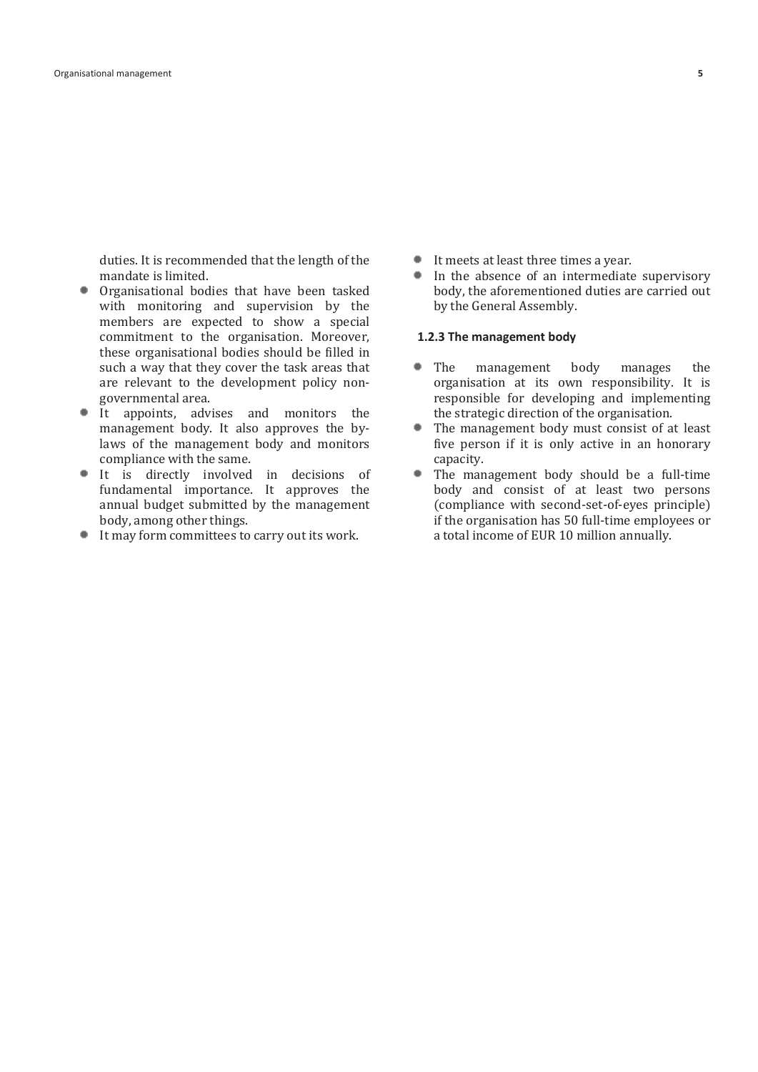duties. It is recommended that the length of the mandate is limited.

- Organisational bodies that have been tasked with monitoring and supervision by the members are expected to show a special commitment to the organisation. Moreover, these organisational bodies should be filled in such a way that they cover the task areas that are relevant to the development policy non-governmental area.
- It appoints, advises and monitors the management body. It also approves the by-laws of the management body and monitors compliance with the same.
- It is directly involved in decisions of fundamental importance. It approves the annual budget submitted by the management body, among other things.
- It may form committees to carry out its work.
- It meets at least three times a year.
- In the absence of an intermediate supervisory body, the aforementioned duties are carried out by the General Assembly.

#### 1.2.3 The management body

- The management body manages the organisation at its own responsibility. It is responsible for developing and implementing the strategic direction of the organisation.
- The management body must consist of at least five person if it is only active in an honorary capacity.
- The management body should be a full-time body and consist of at least two persons (compliance with second-set-of-eyes principle) if the organisation has 50 full-time employees or a total income of EUR 10 million annually.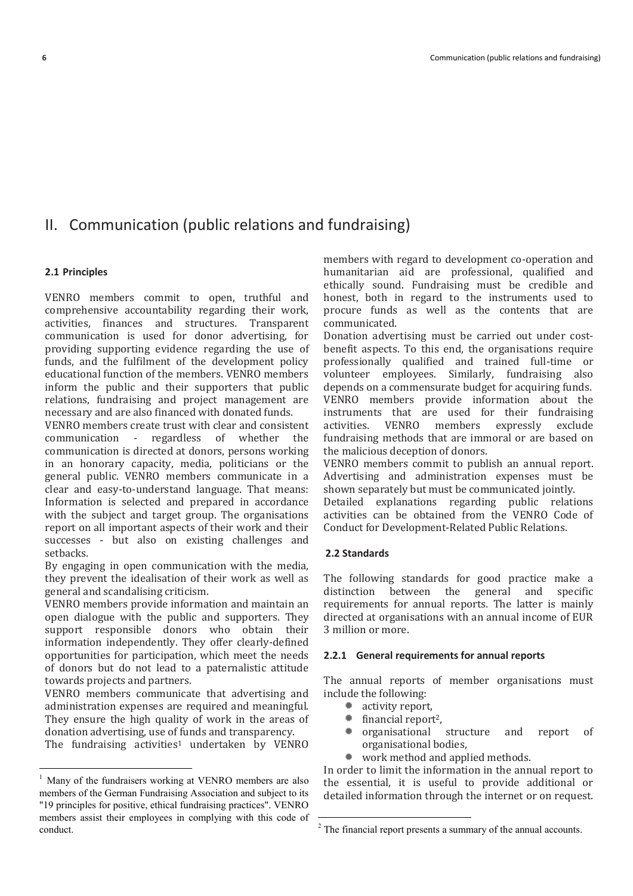# II. Communication (public relations and fundraising)

### 2.1 Principles

VENRO members commit to open, truthful and comprehensive accountability regarding their work, activities, finances and structures. Transparent communication is used for donor advertising, for providing supporting evidence regarding the use of funds, and the fulfilment of the development policy educational function of the members. VENRO members inform the public and their supporters that public relations, fundraising and project management are necessary and are also financed with donated funds.

VENRO members create trust with clear and consistent communication - regardless of whether the communication is directed at donors, persons working in an honorary capacity, media, politicians or the general public. VENRO members communicate in a clear and easy-to-understand language. That means: Information is selected and prepared in accordance with the subject and target group. The organisations report on all important aspects of their work and their successes - but also on existing challenges and setbacks.

By engaging in open communication with the media, they prevent the idealisation of their work as well as general and scandalising criticism.

VENRO members provide information and maintain an open dialogue with the public and supporters. They support responsible donors who obtain their information independently. They offer clearly-defined opportunities for participation, which meet the needs of donors but do not lead to a paternalistic attitude towards projects and partners.

VENRO members communicate that advertising and administration expenses are required and meaningful. They ensure the high quality of work in the areas of donation advertising, use of funds and transparency.

The fundraising activities[1] undertaken by VENRO members with regard to development co-operation and humanitarian aid are professional, qualified and ethically sound. Fundraising must be credible and honest, both in regard to the instruments used to procure funds as well as the contents that are communicated.

Donation advertising must be carried out under cost-benefit aspects. To this end, the organisations require professionally qualified and trained full-time or volunteer employees. Similarly, fundraising also depends on a commensurate budget for acquiring funds. VENRO members provide information about the instruments that are used for their fundraising activities. VENRO members expressly exclude fundraising methods that are immoral or are based on the malicious deception of donors.

VENRO members commit to publish an annual report. Advertising and administration expenses must be shown separately but must be communicated jointly.

Detailed explanations regarding public relations activities can be obtained from the VENRO Code of Conduct for Development-Related Public Relations.

### 2.2 Standards

The following standards for good practice make a distinction between the general and specific requirements for annual reports. The latter is mainly directed at organisations with an annual income of EUR 3 million or more.

#### 2.2.1 General requirements for annual reports

The annual reports of member organisations must include the following:

- activity report,
- financial report[2],
- organisational structure and report of organisational bodies,
- work method and applied methods.

In order to limit the information in the annual report to the essential, it is useful to provide additional or detailed information through the internet or on request.

---

[1] Many of the fundraisers working at VENRO members are also members of the German Fundraising Association and subject to its "19 principles for positive, ethical fundraising practices". VENRO members assist their employees in complying with this code of conduct.

[2] The financial report presents a summary of the annual accounts.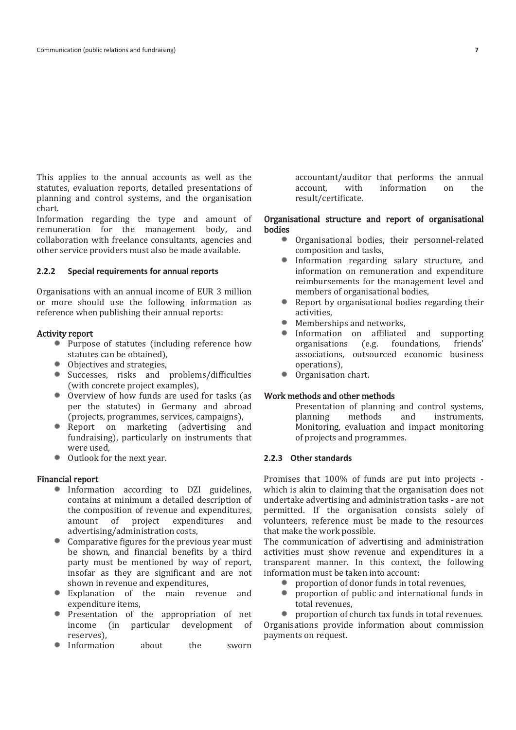This applies to the annual accounts as well as the statutes, evaluation reports, detailed presentations of planning and control systems, and the organisation chart.

Information regarding the type and amount of remuneration for the management body, and collaboration with freelance consultants, agencies and other service providers must also be made available.

### 2.2.2 Special requirements for annual reports

Organisations with an annual income of EUR 3 million or more should use the following information as reference when publishing their annual reports:

**Activity report**

- Purpose of statutes (including reference how statutes can be obtained),
- Objectives and strategies,
- Successes, risks and problems/difficulties (with concrete project examples),
- Overview of how funds are used for tasks (as per the statutes) in Germany and abroad (projects, programmes, services, campaigns),
- Report on marketing (advertising and fundraising), particularly on instruments that were used,
- Outlook for the next year.

**Financial report**

- Information according to DZI guidelines, contains at minimum a detailed description of the composition of revenue and expenditures, amount of project expenditures and advertising/administration costs,
- Comparative figures for the previous year must be shown, and financial benefits by a third party must be mentioned by way of report, insofar as they are significant and are not shown in revenue and expenditures,
- Explanation of the main revenue and expenditure items,
- Presentation of the appropriation of net income (in particular development of reserves),
- Information about the sworn accountant/auditor that performs the annual account, with information on the result/certificate.

**Organisational structure and report of organisational bodies**

- Organisational bodies, their personnel-related composition and tasks,
- Information regarding salary structure, and information on remuneration and expenditure reimbursements for the management level and members of organisational bodies,
- Report by organisational bodies regarding their activities,
- Memberships and networks,
- Information on affiliated and supporting organisations (e.g. foundations, friends' associations, outsourced economic business operations),
- Organisation chart.

**Work methods and other methods**

Presentation of planning and control systems, planning methods and instruments, Monitoring, evaluation and impact monitoring of projects and programmes.

### 2.2.3 Other standards

Promises that 100% of funds are put into projects - which is akin to claiming that the organisation does not undertake advertising and administration tasks - are not permitted. If the organisation consists solely of volunteers, reference must be made to the resources that make the work possible.

The communication of advertising and administration activities must show revenue and expenditures in a transparent manner. In this context, the following information must be taken into account:

- proportion of donor funds in total revenues,
- proportion of public and international funds in total revenues,
- proportion of church tax funds in total revenues.

Organisations provide information about commission payments on request.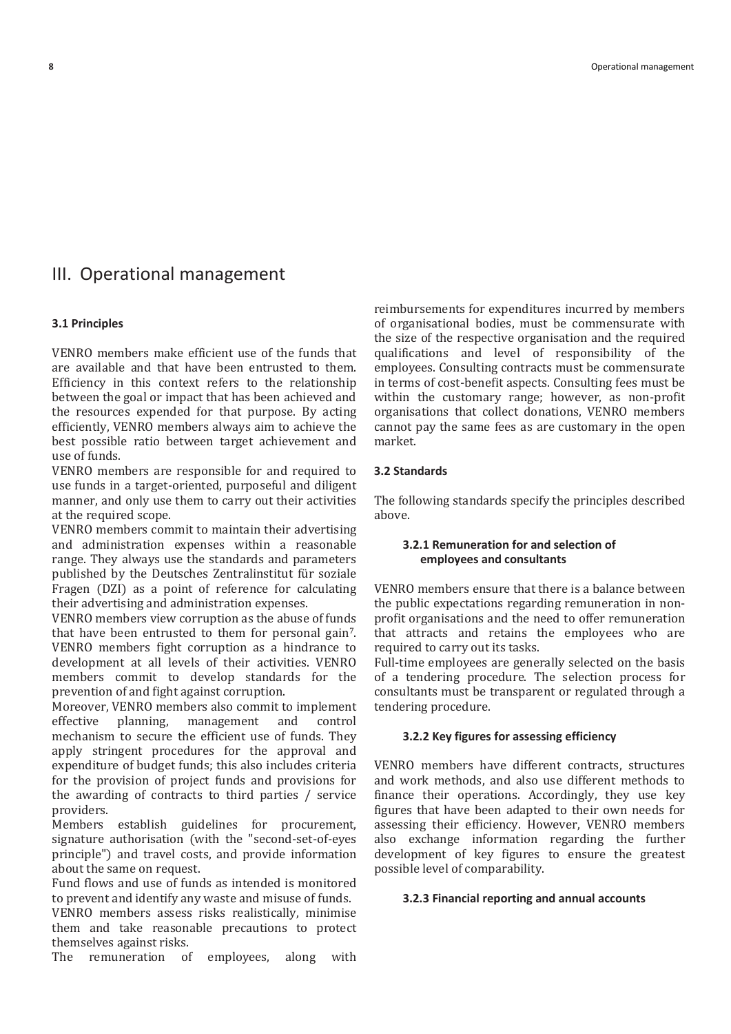# III. Operational management

### 3.1 Principles

VENRO members make efficient use of the funds that are available and that have been entrusted to them. Efficiency in this context refers to the relationship between the goal or impact that has been achieved and the resources expended for that purpose. By acting efficiently, VENRO members always aim to achieve the best possible ratio between target achievement and use of funds.

VENRO members are responsible for and required to use funds in a target-oriented, purposeful and diligent manner, and only use them to carry out their activities at the required scope.

VENRO members commit to maintain their advertising and administration expenses within a reasonable range. They always use the standards and parameters published by the Deutsches Zentralinstitut für soziale Fragen (DZI) as a point of reference for calculating their advertising and administration expenses.

VENRO members view corruption as the abuse of funds that have been entrusted to them for personal gain[7]. VENRO members fight corruption as a hindrance to development at all levels of their activities. VENRO members commit to develop standards for the prevention of and fight against corruption.

Moreover, VENRO members also commit to implement effective planning, management and control mechanism to secure the efficient use of funds. They apply stringent procedures for the approval and expenditure of budget funds; this also includes criteria for the provision of project funds and provisions for the awarding of contracts to third parties / service providers.

Members establish guidelines for procurement, signature authorisation (with the "second-set-of-eyes principle") and travel costs, and provide information about the same on request.

Fund flows and use of funds as intended is monitored to prevent and identify any waste and misuse of funds.

VENRO members assess risks realistically, minimise them and take reasonable precautions to protect themselves against risks.

The remuneration of employees, along with reimbursements for expenditures incurred by members of organisational bodies, must be commensurate with the size of the respective organisation and the required qualifications and level of responsibility of the employees. Consulting contracts must be commensurate in terms of cost-benefit aspects. Consulting fees must be within the customary range; however, as non-profit organisations that collect donations, VENRO members cannot pay the same fees as are customary in the open market.

### 3.2 Standards

The following standards specify the principles described above.

#### 3.2.1 Remuneration for and selection of employees and consultants

VENRO members ensure that there is a balance between the public expectations regarding remuneration in non-profit organisations and the need to offer remuneration that attracts and retains the employees who are required to carry out its tasks.

Full-time employees are generally selected on the basis of a tendering procedure. The selection process for consultants must be transparent or regulated through a tendering procedure.

#### 3.2.2 Key figures for assessing efficiency

VENRO members have different contracts, structures and work methods, and also use different methods to finance their operations. Accordingly, they use key figures that have been adapted to their own needs for assessing their efficiency. However, VENRO members also exchange information regarding the further development of key figures to ensure the greatest possible level of comparability.

#### 3.2.3 Financial reporting and annual accounts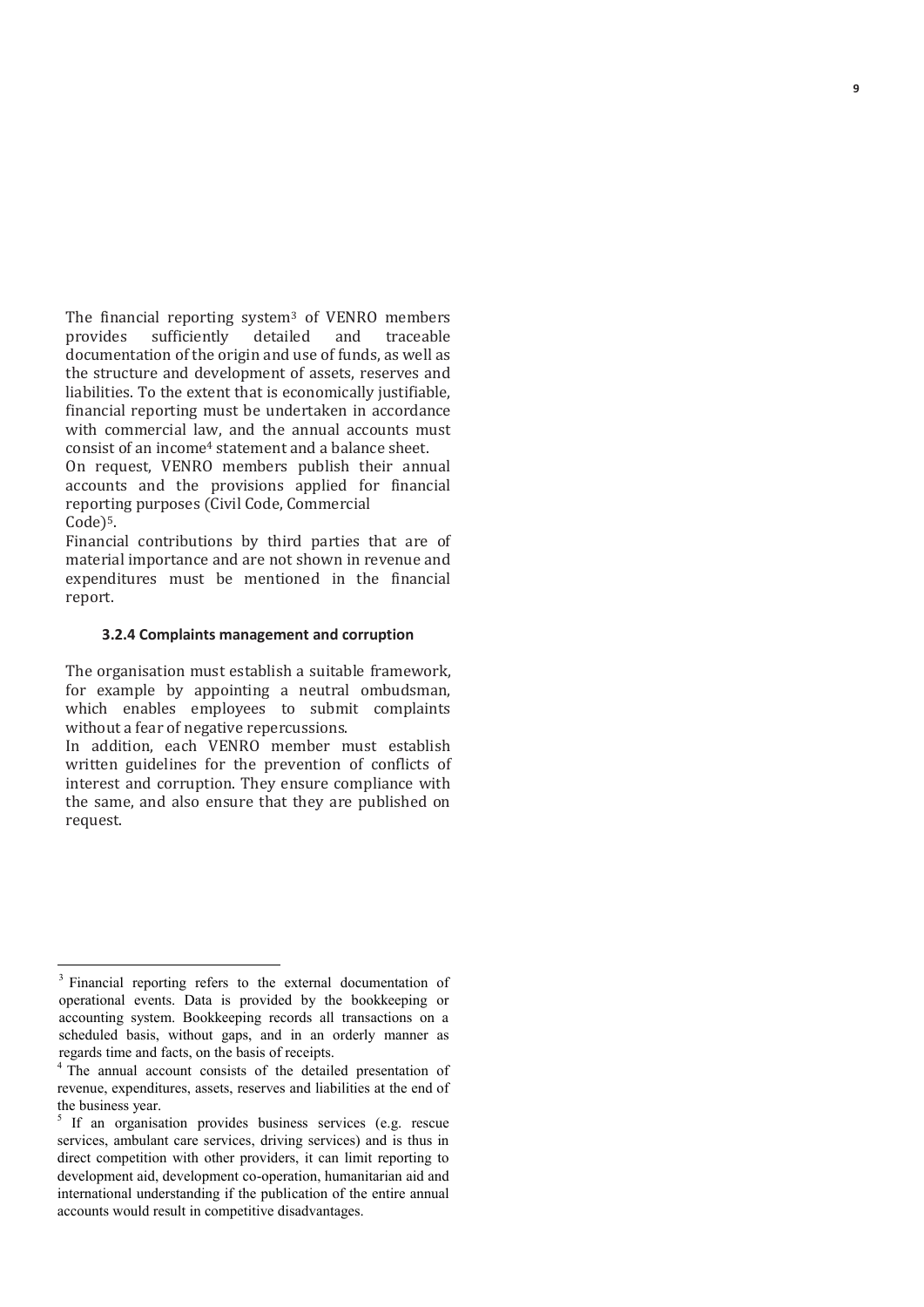The financial reporting system[3] of VENRO members provides sufficiently detailed and traceable documentation of the origin and use of funds, as well as the structure and development of assets, reserves and liabilities. To the extent that is economically justifiable, financial reporting must be undertaken in accordance with commercial law, and the annual accounts must consist of an income[4] statement and a balance sheet.
On request, VENRO members publish their annual accounts and the provisions applied for financial reporting purposes (Civil Code, Commercial Code)[5].
Financial contributions by third parties that are of material importance and are not shown in revenue and expenditures must be mentioned in the financial report.

#### 3.2.4 Complaints management and corruption

The organisation must establish a suitable framework, for example by appointing a neutral ombudsman, which enables employees to submit complaints without a fear of negative repercussions.
In addition, each VENRO member must establish written guidelines for the prevention of conflicts of interest and corruption. They ensure compliance with the same, and also ensure that they are published on request.

---

[3] Financial reporting refers to the external documentation of operational events. Data is provided by the bookkeeping or accounting system. Bookkeeping records all transactions on a scheduled basis, without gaps, and in an orderly manner as regards time and facts, on the basis of receipts.

[4] The annual account consists of the detailed presentation of revenue, expenditures, assets, reserves and liabilities at the end of the business year.

[5] If an organisation provides business services (e.g. rescue services, ambulant care services, driving services) and is thus in direct competition with other providers, it can limit reporting to development aid, development co-operation, humanitarian aid and international understanding if the publication of the entire annual accounts would result in competitive disadvantages.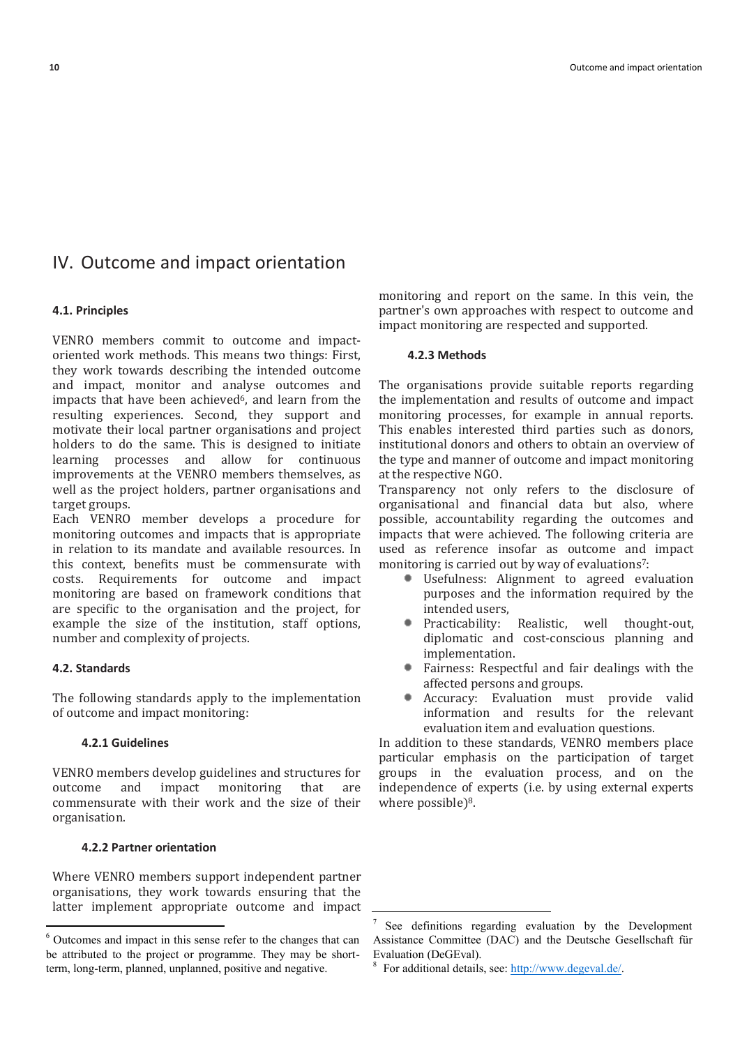# IV. Outcome and impact orientation

## 4.1. Principles

VENRO members commit to outcome and impact-oriented work methods. This means two things: First, they work towards describing the intended outcome and impact, monitor and analyse outcomes and impacts that have been achieved[6], and learn from the resulting experiences. Second, they support and motivate their local partner organisations and project holders to do the same. This is designed to initiate learning processes and allow for continuous improvements at the VENRO members themselves, as well as the project holders, partner organisations and target groups.

Each VENRO member develops a procedure for monitoring outcomes and impacts that is appropriate in relation to its mandate and available resources. In this context, benefits must be commensurate with costs. Requirements for outcome and impact monitoring are based on framework conditions that are specific to the organisation and the project, for example the size of the institution, staff options, number and complexity of projects.

## 4.2. Standards

The following standards apply to the implementation of outcome and impact monitoring:

### 4.2.1 Guidelines

VENRO members develop guidelines and structures for outcome and impact monitoring that are commensurate with their work and the size of their organisation.

### 4.2.2 Partner orientation

Where VENRO members support independent partner organisations, they work towards ensuring that the latter implement appropriate outcome and impact monitoring and report on the same. In this vein, the partner's own approaches with respect to outcome and impact monitoring are respected and supported.

### 4.2.3 Methods

The organisations provide suitable reports regarding the implementation and results of outcome and impact monitoring processes, for example in annual reports. This enables interested third parties such as donors, institutional donors and others to obtain an overview of the type and manner of outcome and impact monitoring at the respective NGO.

Transparency not only refers to the disclosure of organisational and financial data but also, where possible, accountability regarding the outcomes and impacts that were achieved. The following criteria are used as reference insofar as outcome and impact monitoring is carried out by way of evaluations[7]:

- Usefulness: Alignment to agreed evaluation purposes and the information required by the intended users,
- Practicability: Realistic, well thought-out, diplomatic and cost-conscious planning and implementation.
- Fairness: Respectful and fair dealings with the affected persons and groups.
- Accuracy: Evaluation must provide valid information and results for the relevant evaluation item and evaluation questions.

In addition to these standards, VENRO members place particular emphasis on the participation of target groups in the evaluation process, and on the independence of experts (i.e. by using external experts where possible)[8].

---

[6] Outcomes and impact in this sense refer to the changes that can be attributed to the project or programme. They may be short-term, long-term, planned, unplanned, positive and negative.

[7] See definitions regarding evaluation by the Development Assistance Committee (DAC) and the Deutsche Gesellschaft für Evaluation (DeGEval).

[8] For additional details, see: http://www.degeval.de/.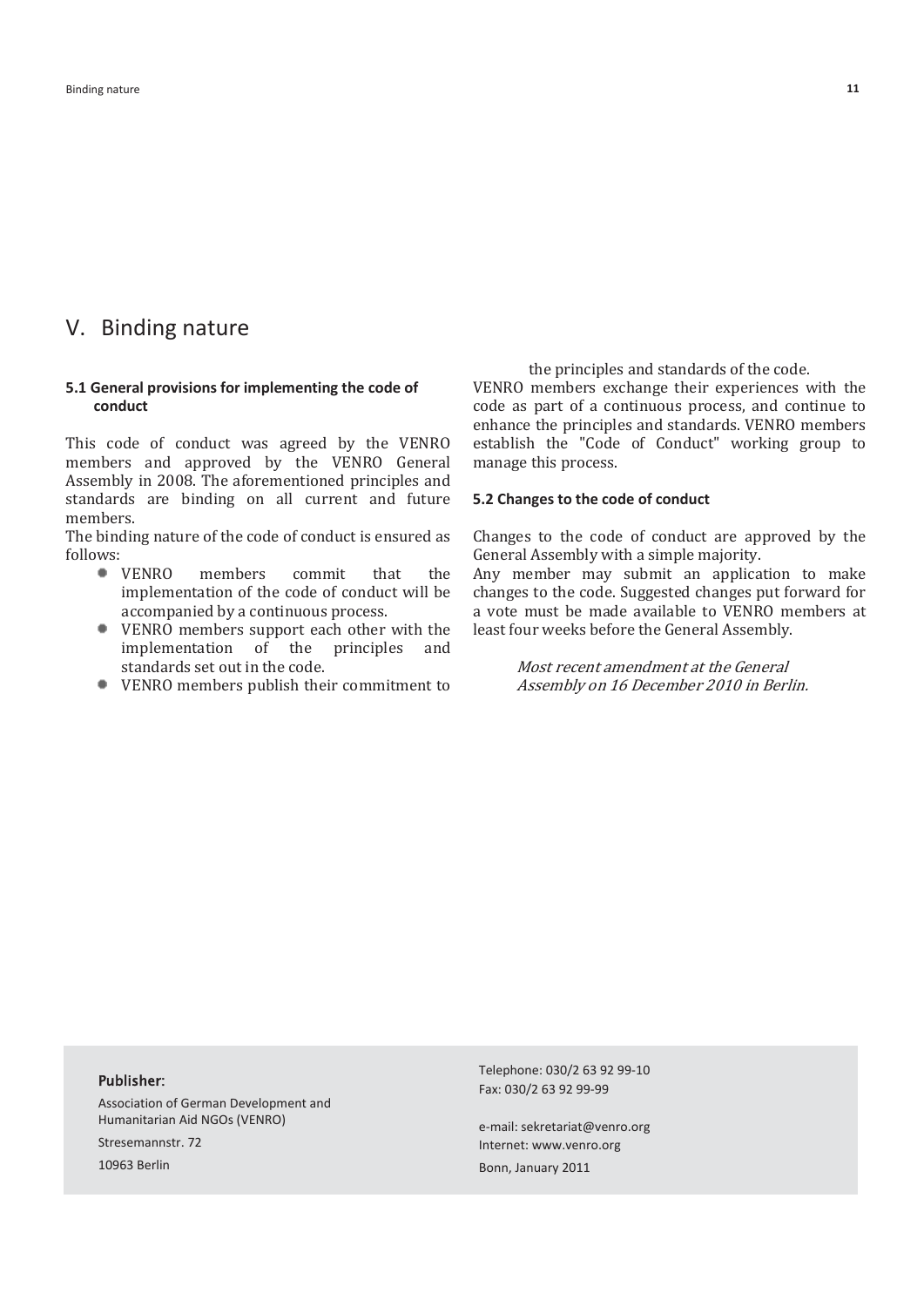# V. Binding nature

### 5.1 General provisions for implementing the code of conduct

This code of conduct was agreed by the VENRO members and approved by the VENRO General Assembly in 2008. The aforementioned principles and standards are binding on all current and future members.

The binding nature of the code of conduct is ensured as follows:

- VENRO members commit that the implementation of the code of conduct will be accompanied by a continuous process.
- VENRO members support each other with the implementation of the principles and standards set out in the code.
- VENRO members publish their commitment to the principles and standards of the code.

VENRO members exchange their experiences with the code as part of a continuous process, and continue to enhance the principles and standards. VENRO members establish the "Code of Conduct" working group to manage this process.

### 5.2 Changes to the code of conduct

Changes to the code of conduct are approved by the General Assembly with a simple majority.

Any member may submit an application to make changes to the code. Suggested changes put forward for a vote must be made available to VENRO members at least four weeks before the General Assembly.

*Most recent amendment at the General Assembly on 16 December 2010 in Berlin.*

**Publisher:**

Association of German Development and Humanitarian Aid NGOs (VENRO)

Stresemannstr. 72

10963 Berlin

Telephone: 030/2 63 92 99-10

Fax: 030/2 63 92 99-99

e-mail: sekretariat@venro.org

Internet: www.venro.org

Bonn, January 2011